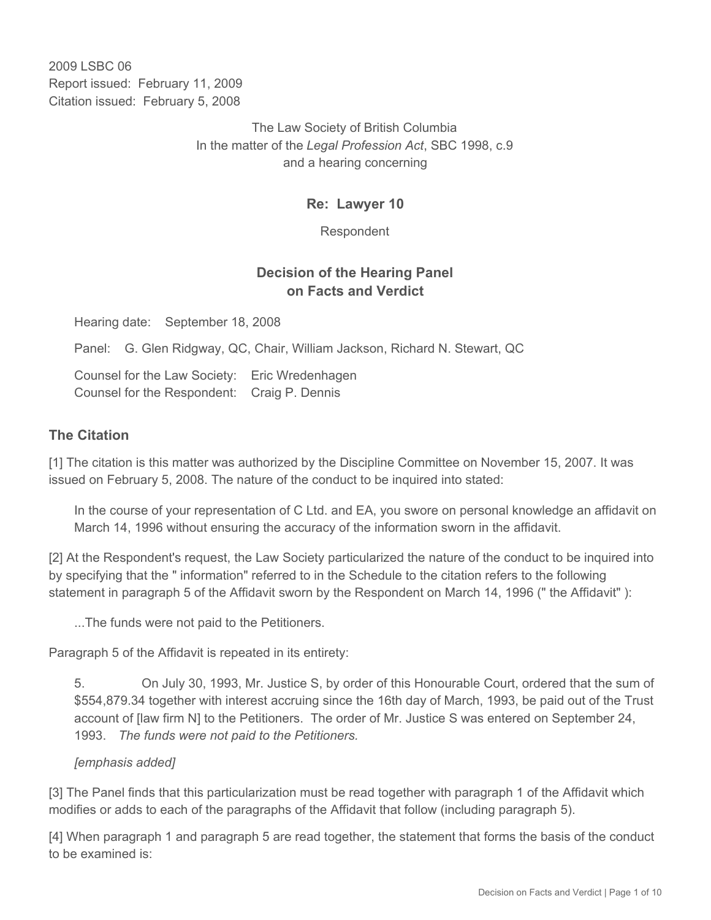2009 LSBC 06
Report issued: February 11, 2009
Citation issued: February 5, 2008

The Law Society of British Columbia
In the matter of the *Legal Profession Act*, SBC 1998, c.9
and a hearing concerning

**Re: Lawyer 10**

Respondent

## Decision of the Hearing Panel on Facts and Verdict

Hearing date: September 18, 2008

Panel: G. Glen Ridgway, QC, Chair, William Jackson, Richard N. Stewart, QC

Counsel for the Law Society: Eric Wredenhagen
Counsel for the Respondent: Craig P. Dennis

### The Citation

[1] The citation is this matter was authorized by the Discipline Committee on November 15, 2007. It was issued on February 5, 2008. The nature of the conduct to be inquired into stated:

> In the course of your representation of C Ltd. and EA, you swore on personal knowledge an affidavit on March 14, 1996 without ensuring the accuracy of the information sworn in the affidavit.

[2] At the Respondent's request, the Law Society particularized the nature of the conduct to be inquired into by specifying that the " information" referred to in the Schedule to the citation refers to the following statement in paragraph 5 of the Affidavit sworn by the Respondent on March 14, 1996 (" the Affidavit" ):

> ...The funds were not paid to the Petitioners.

Paragraph 5 of the Affidavit is repeated in its entirety:

> 5. On July 30, 1993, Mr. Justice S, by order of this Honourable Court, ordered that the sum of $554,879.34 together with interest accruing since the 16th day of March, 1993, be paid out of the Trust account of [law firm N] to the Petitioners. The order of Mr. Justice S was entered on September 24, 1993. *The funds were not paid to the Petitioners*.
>
> *[emphasis added]*

[3] The Panel finds that this particularization must be read together with paragraph 1 of the Affidavit which modifies or adds to each of the paragraphs of the Affidavit that follow (including paragraph 5).

[4] When paragraph 1 and paragraph 5 are read together, the statement that forms the basis of the conduct to be examined is: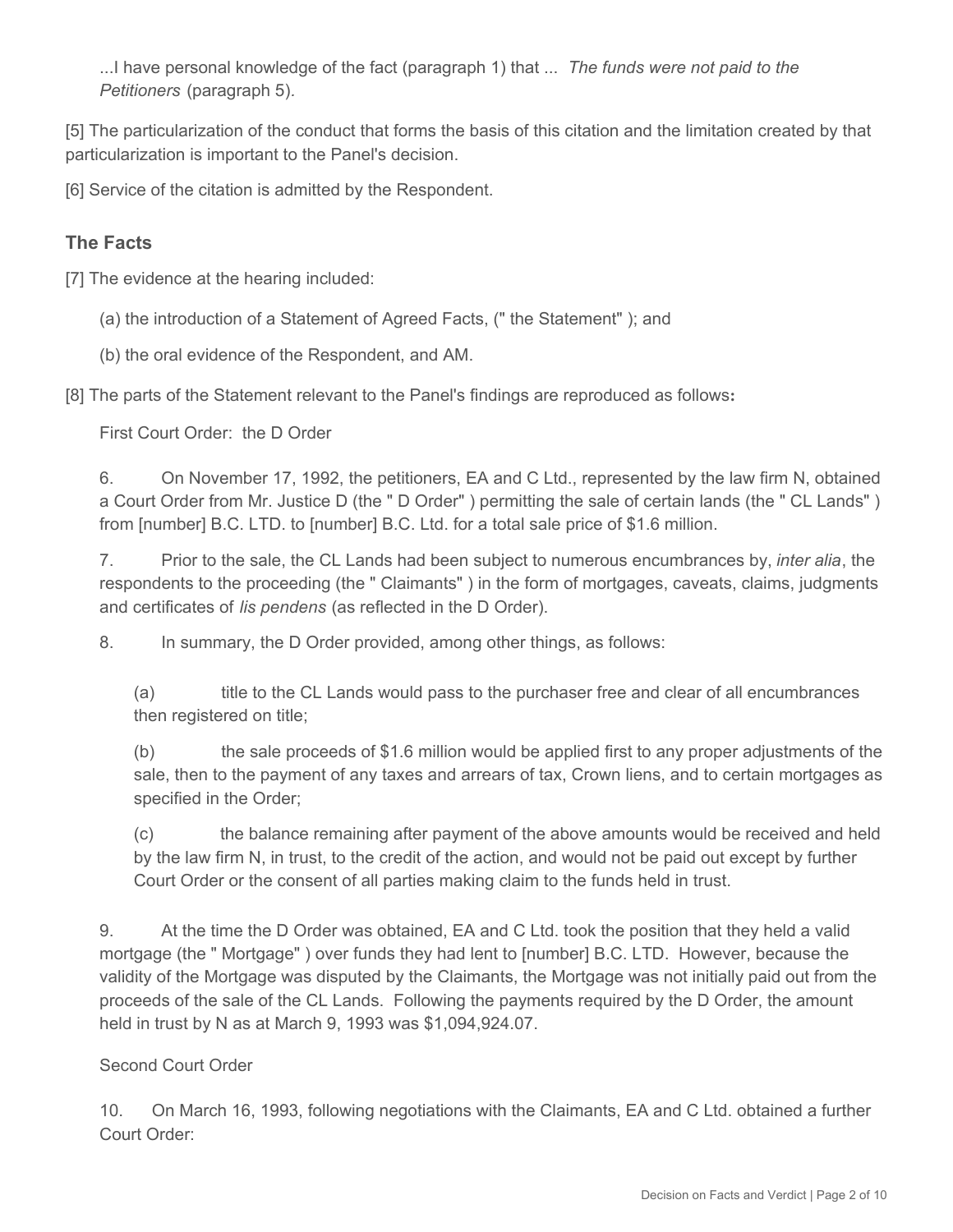...I have personal knowledge of the fact (paragraph 1) that ... *The funds were not paid to the Petitioners* (paragraph 5).

[5] The particularization of the conduct that forms the basis of this citation and the limitation created by that particularization is important to the Panel's decision.

[6] Service of the citation is admitted by the Respondent.

## The Facts

[7] The evidence at the hearing included:

(a) the introduction of a Statement of Agreed Facts, (" the Statement" ); and

(b) the oral evidence of the Respondent, and AM.

[8] The parts of the Statement relevant to the Panel's findings are reproduced as follows**:**

First Court Order: the D Order

6. On November 17, 1992, the petitioners, EA and C Ltd., represented by the law firm N, obtained a Court Order from Mr. Justice D (the " D Order" ) permitting the sale of certain lands (the " CL Lands" ) from [number] B.C. LTD. to [number] B.C. Ltd. for a total sale price of $1.6 million.

7. Prior to the sale, the CL Lands had been subject to numerous encumbrances by, *inter alia*, the respondents to the proceeding (the " Claimants" ) in the form of mortgages, caveats, claims, judgments and certificates of *lis pendens* (as reflected in the D Order).

8. In summary, the D Order provided, among other things, as follows:

(a) title to the CL Lands would pass to the purchaser free and clear of all encumbrances then registered on title;

(b) the sale proceeds of $1.6 million would be applied first to any proper adjustments of the sale, then to the payment of any taxes and arrears of tax, Crown liens, and to certain mortgages as specified in the Order;

(c) the balance remaining after payment of the above amounts would be received and held by the law firm N, in trust, to the credit of the action, and would not be paid out except by further Court Order or the consent of all parties making claim to the funds held in trust.

9. At the time the D Order was obtained, EA and C Ltd. took the position that they held a valid mortgage (the " Mortgage" ) over funds they had lent to [number] B.C. LTD. However, because the validity of the Mortgage was disputed by the Claimants, the Mortgage was not initially paid out from the proceeds of the sale of the CL Lands. Following the payments required by the D Order, the amount held in trust by N as at March 9, 1993 was $1,094,924.07.

Second Court Order

10. On March 16, 1993, following negotiations with the Claimants, EA and C Ltd. obtained a further Court Order: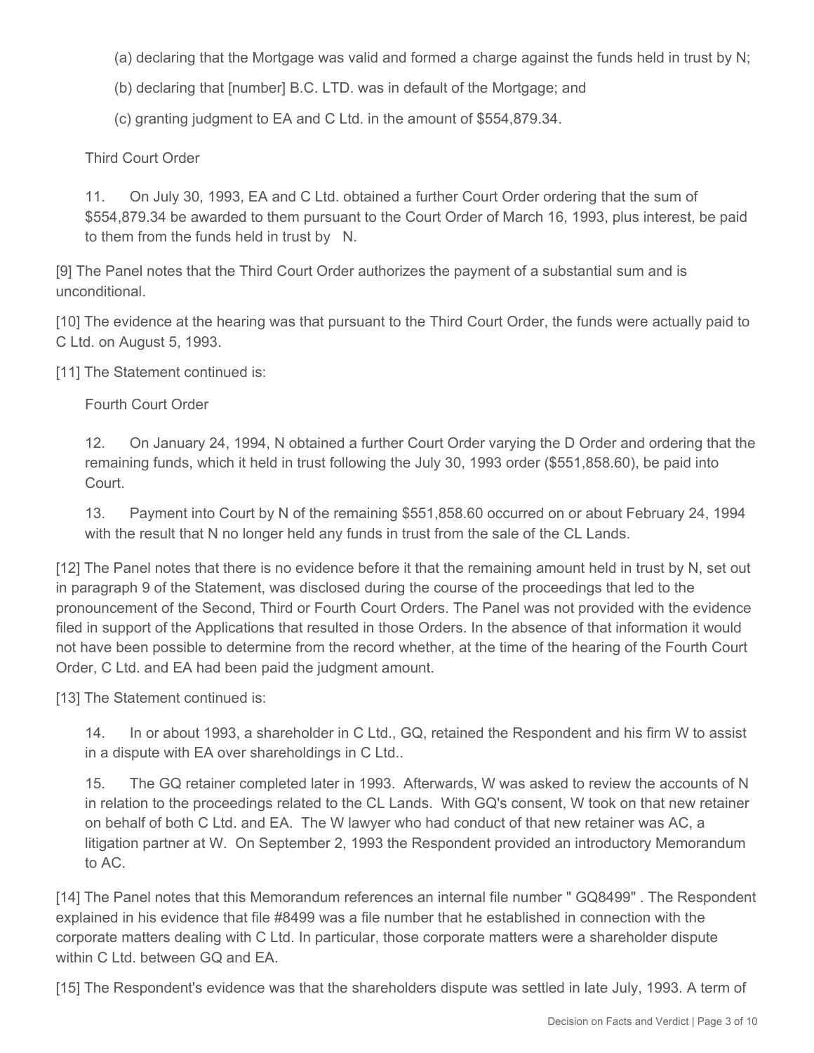(a) declaring that the Mortgage was valid and formed a charge against the funds held in trust by N;

(b) declaring that [number] B.C. LTD. was in default of the Mortgage; and

(c) granting judgment to EA and C Ltd. in the amount of $554,879.34.

Third Court Order

11. On July 30, 1993, EA and C Ltd. obtained a further Court Order ordering that the sum of $554,879.34 be awarded to them pursuant to the Court Order of March 16, 1993, plus interest, be paid to them from the funds held in trust by N.

[9] The Panel notes that the Third Court Order authorizes the payment of a substantial sum and is unconditional.

[10] The evidence at the hearing was that pursuant to the Third Court Order, the funds were actually paid to C Ltd. on August 5, 1993.

[11] The Statement continued is:

Fourth Court Order

12. On January 24, 1994, N obtained a further Court Order varying the D Order and ordering that the remaining funds, which it held in trust following the July 30, 1993 order ($551,858.60), be paid into Court.

13. Payment into Court by N of the remaining $551,858.60 occurred on or about February 24, 1994 with the result that N no longer held any funds in trust from the sale of the CL Lands.

[12] The Panel notes that there is no evidence before it that the remaining amount held in trust by N, set out in paragraph 9 of the Statement, was disclosed during the course of the proceedings that led to the pronouncement of the Second, Third or Fourth Court Orders. The Panel was not provided with the evidence filed in support of the Applications that resulted in those Orders. In the absence of that information it would not have been possible to determine from the record whether, at the time of the hearing of the Fourth Court Order, C Ltd. and EA had been paid the judgment amount.

[13] The Statement continued is:

14. In or about 1993, a shareholder in C Ltd., GQ, retained the Respondent and his firm W to assist in a dispute with EA over shareholdings in C Ltd..

15. The GQ retainer completed later in 1993. Afterwards, W was asked to review the accounts of N in relation to the proceedings related to the CL Lands. With GQ's consent, W took on that new retainer on behalf of both C Ltd. and EA. The W lawyer who had conduct of that new retainer was AC, a litigation partner at W. On September 2, 1993 the Respondent provided an introductory Memorandum to AC.

[14] The Panel notes that this Memorandum references an internal file number " GQ8499" . The Respondent explained in his evidence that file #8499 was a file number that he established in connection with the corporate matters dealing with C Ltd. In particular, those corporate matters were a shareholder dispute within C Ltd. between GQ and EA.

[15] The Respondent's evidence was that the shareholders dispute was settled in late July, 1993. A term of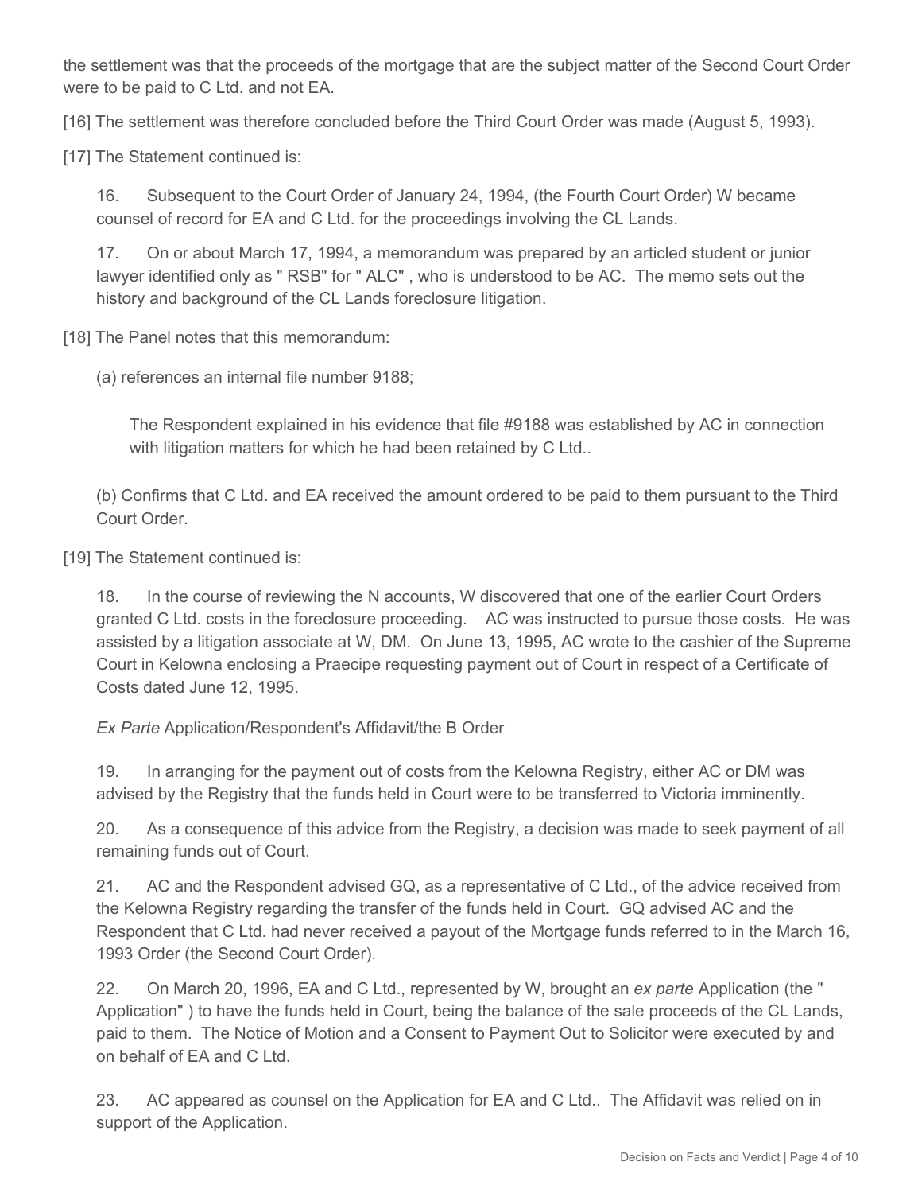the settlement was that the proceeds of the mortgage that are the subject matter of the Second Court Order were to be paid to C Ltd. and not EA.

[16] The settlement was therefore concluded before the Third Court Order was made (August 5, 1993).

[17] The Statement continued is:

> 16. Subsequent to the Court Order of January 24, 1994, (the Fourth Court Order) W became counsel of record for EA and C Ltd. for the proceedings involving the CL Lands.
>
> 17. On or about March 17, 1994, a memorandum was prepared by an articled student or junior lawyer identified only as " RSB" for " ALC" , who is understood to be AC. The memo sets out the history and background of the CL Lands foreclosure litigation.

[18] The Panel notes that this memorandum:

> (a) references an internal file number 9188;
>
> > The Respondent explained in his evidence that file #9188 was established by AC in connection with litigation matters for which he had been retained by C Ltd..
>
> (b) Confirms that C Ltd. and EA received the amount ordered to be paid to them pursuant to the Third Court Order.

[19] The Statement continued is:

> 18. In the course of reviewing the N accounts, W discovered that one of the earlier Court Orders granted C Ltd. costs in the foreclosure proceeding. AC was instructed to pursue those costs. He was assisted by a litigation associate at W, DM. On June 13, 1995, AC wrote to the cashier of the Supreme Court in Kelowna enclosing a Praecipe requesting payment out of Court in respect of a Certificate of Costs dated June 12, 1995.
>
> *Ex Parte* Application/Respondent's Affidavit/the B Order
>
> 19. In arranging for the payment out of costs from the Kelowna Registry, either AC or DM was advised by the Registry that the funds held in Court were to be transferred to Victoria imminently.
>
> 20. As a consequence of this advice from the Registry, a decision was made to seek payment of all remaining funds out of Court.
>
> 21. AC and the Respondent advised GQ, as a representative of C Ltd., of the advice received from the Kelowna Registry regarding the transfer of the funds held in Court. GQ advised AC and the Respondent that C Ltd. had never received a payout of the Mortgage funds referred to in the March 16, 1993 Order (the Second Court Order).
>
> 22. On March 20, 1996, EA and C Ltd., represented by W, brought an *ex parte* Application (the " Application" ) to have the funds held in Court, being the balance of the sale proceeds of the CL Lands, paid to them. The Notice of Motion and a Consent to Payment Out to Solicitor were executed by and on behalf of EA and C Ltd.
>
> 23. AC appeared as counsel on the Application for EA and C Ltd.. The Affidavit was relied on in support of the Application.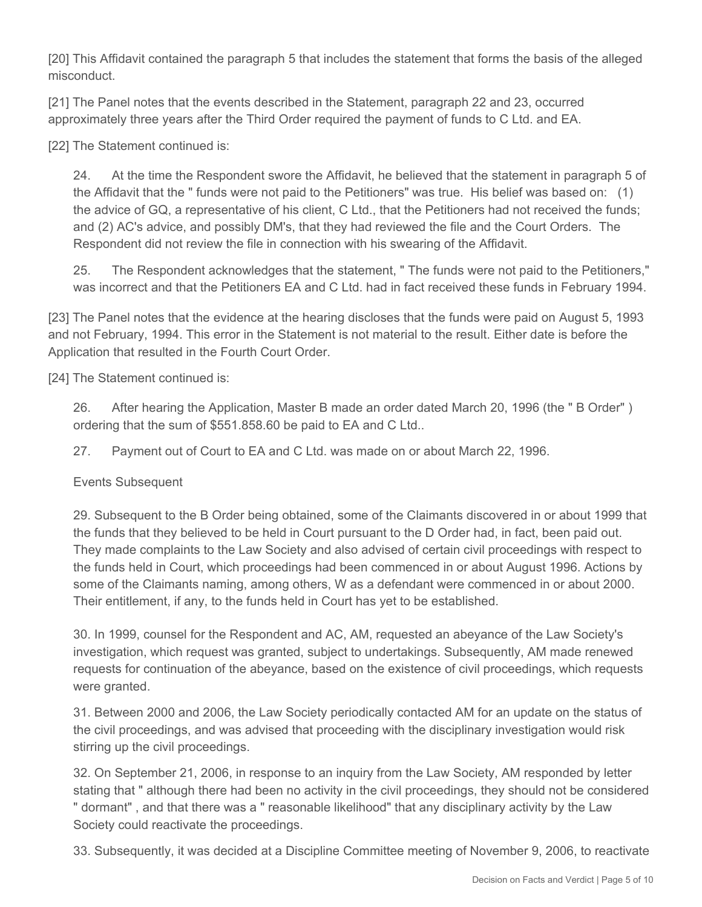[20] This Affidavit contained the paragraph 5 that includes the statement that forms the basis of the alleged misconduct.

[21] The Panel notes that the events described in the Statement, paragraph 22 and 23, occurred approximately three years after the Third Order required the payment of funds to C Ltd. and EA.

[22] The Statement continued is:

> 24. At the time the Respondent swore the Affidavit, he believed that the statement in paragraph 5 of the Affidavit that the " funds were not paid to the Petitioners" was true. His belief was based on: (1) the advice of GQ, a representative of his client, C Ltd., that the Petitioners had not received the funds; and (2) AC's advice, and possibly DM's, that they had reviewed the file and the Court Orders. The Respondent did not review the file in connection with his swearing of the Affidavit.
>
> 25. The Respondent acknowledges that the statement, " The funds were not paid to the Petitioners," was incorrect and that the Petitioners EA and C Ltd. had in fact received these funds in February 1994.

[23] The Panel notes that the evidence at the hearing discloses that the funds were paid on August 5, 1993 and not February, 1994. This error in the Statement is not material to the result. Either date is before the Application that resulted in the Fourth Court Order.

[24] The Statement continued is:

> 26. After hearing the Application, Master B made an order dated March 20, 1996 (the " B Order" ) ordering that the sum of $551.858.60 be paid to EA and C Ltd..
>
> 27. Payment out of Court to EA and C Ltd. was made on or about March 22, 1996.
>
> Events Subsequent
>
> 29. Subsequent to the B Order being obtained, some of the Claimants discovered in or about 1999 that the funds that they believed to be held in Court pursuant to the D Order had, in fact, been paid out. They made complaints to the Law Society and also advised of certain civil proceedings with respect to the funds held in Court, which proceedings had been commenced in or about August 1996. Actions by some of the Claimants naming, among others, W as a defendant were commenced in or about 2000. Their entitlement, if any, to the funds held in Court has yet to be established.
>
> 30. In 1999, counsel for the Respondent and AC, AM, requested an abeyance of the Law Society's investigation, which request was granted, subject to undertakings. Subsequently, AM made renewed requests for continuation of the abeyance, based on the existence of civil proceedings, which requests were granted.
>
> 31. Between 2000 and 2006, the Law Society periodically contacted AM for an update on the status of the civil proceedings, and was advised that proceeding with the disciplinary investigation would risk stirring up the civil proceedings.
>
> 32. On September 21, 2006, in response to an inquiry from the Law Society, AM responded by letter stating that " although there had been no activity in the civil proceedings, they should not be considered " dormant" , and that there was a " reasonable likelihood" that any disciplinary activity by the Law Society could reactivate the proceedings.
>
> 33. Subsequently, it was decided at a Discipline Committee meeting of November 9, 2006, to reactivate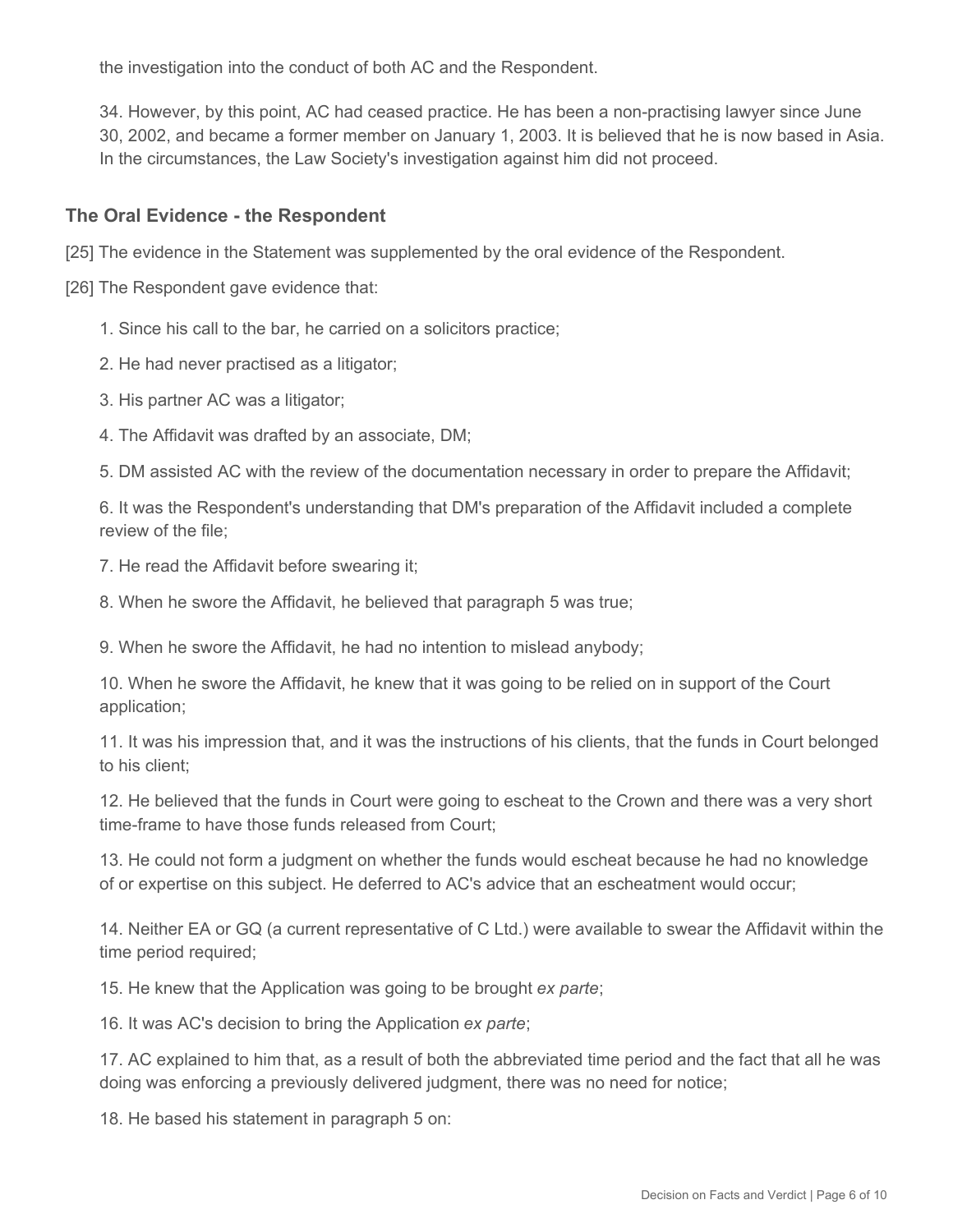the investigation into the conduct of both AC and the Respondent.

34. However, by this point, AC had ceased practice. He has been a non-practising lawyer since June 30, 2002, and became a former member on January 1, 2003. It is believed that he is now based in Asia. In the circumstances, the Law Society's investigation against him did not proceed.

### The Oral Evidence - the Respondent

[25] The evidence in the Statement was supplemented by the oral evidence of the Respondent.

[26] The Respondent gave evidence that:

1. Since his call to the bar, he carried on a solicitors practice;

2. He had never practised as a litigator;

3. His partner AC was a litigator;

4. The Affidavit was drafted by an associate, DM;

5. DM assisted AC with the review of the documentation necessary in order to prepare the Affidavit;

6. It was the Respondent's understanding that DM's preparation of the Affidavit included a complete review of the file;

7. He read the Affidavit before swearing it;

8. When he swore the Affidavit, he believed that paragraph 5 was true;

9. When he swore the Affidavit, he had no intention to mislead anybody;

10. When he swore the Affidavit, he knew that it was going to be relied on in support of the Court application;

11. It was his impression that, and it was the instructions of his clients, that the funds in Court belonged to his client;

12. He believed that the funds in Court were going to escheat to the Crown and there was a very short time-frame to have those funds released from Court;

13. He could not form a judgment on whether the funds would escheat because he had no knowledge of or expertise on this subject. He deferred to AC's advice that an escheatment would occur;

14. Neither EA or GQ (a current representative of C Ltd.) were available to swear the Affidavit within the time period required;

15. He knew that the Application was going to be brought *ex parte*;

16. It was AC's decision to bring the Application *ex parte*;

17. AC explained to him that, as a result of both the abbreviated time period and the fact that all he was doing was enforcing a previously delivered judgment, there was no need for notice;

18. He based his statement in paragraph 5 on: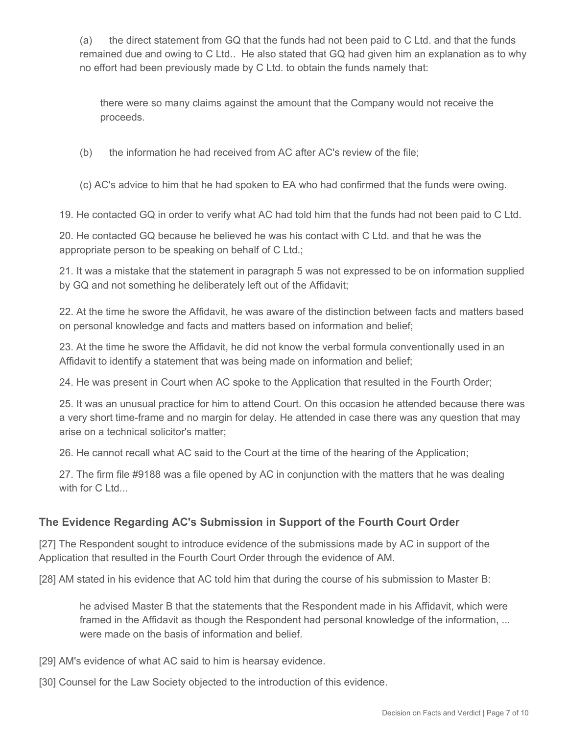(a) the direct statement from GQ that the funds had not been paid to C Ltd. and that the funds remained due and owing to C Ltd.. He also stated that GQ had given him an explanation as to why no effort had been previously made by C Ltd. to obtain the funds namely that:

> there were so many claims against the amount that the Company would not receive the proceeds.

(b) the information he had received from AC after AC's review of the file;

(c) AC's advice to him that he had spoken to EA who had confirmed that the funds were owing.

19. He contacted GQ in order to verify what AC had told him that the funds had not been paid to C Ltd.

20. He contacted GQ because he believed he was his contact with C Ltd. and that he was the appropriate person to be speaking on behalf of C Ltd.;

21. It was a mistake that the statement in paragraph 5 was not expressed to be on information supplied by GQ and not something he deliberately left out of the Affidavit;

22. At the time he swore the Affidavit, he was aware of the distinction between facts and matters based on personal knowledge and facts and matters based on information and belief;

23. At the time he swore the Affidavit, he did not know the verbal formula conventionally used in an Affidavit to identify a statement that was being made on information and belief;

24. He was present in Court when AC spoke to the Application that resulted in the Fourth Order;

25. It was an unusual practice for him to attend Court. On this occasion he attended because there was a very short time-frame and no margin for delay. He attended in case there was any question that may arise on a technical solicitor's matter;

26. He cannot recall what AC said to the Court at the time of the hearing of the Application;

27. The firm file #9188 was a file opened by AC in conjunction with the matters that he was dealing with for C Ltd...

### The Evidence Regarding AC's Submission in Support of the Fourth Court Order

[27] The Respondent sought to introduce evidence of the submissions made by AC in support of the Application that resulted in the Fourth Court Order through the evidence of AM.

[28] AM stated in his evidence that AC told him that during the course of his submission to Master B:

> he advised Master B that the statements that the Respondent made in his Affidavit, which were framed in the Affidavit as though the Respondent had personal knowledge of the information, ... were made on the basis of information and belief.

[29] AM's evidence of what AC said to him is hearsay evidence.

[30] Counsel for the Law Society objected to the introduction of this evidence.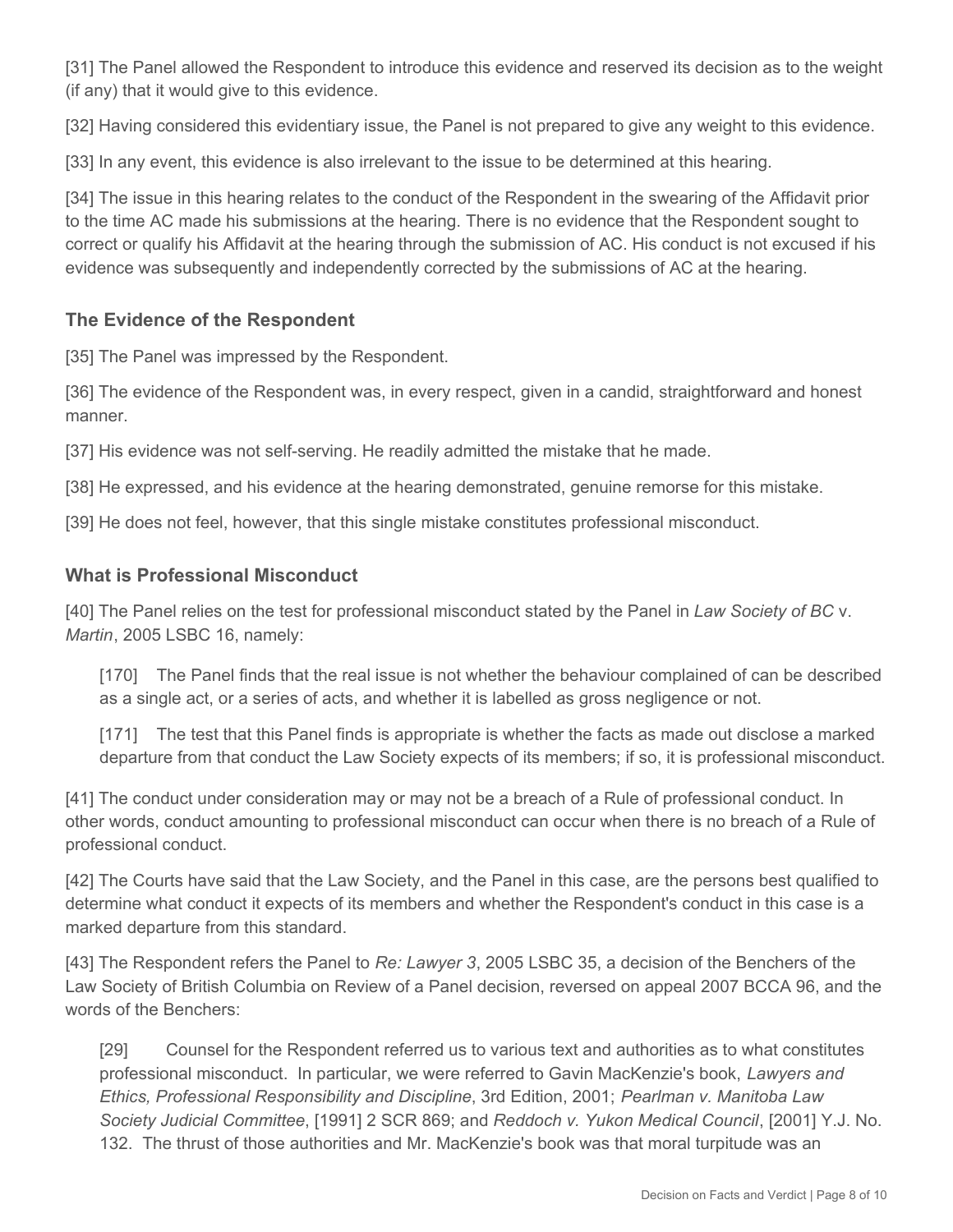[31] The Panel allowed the Respondent to introduce this evidence and reserved its decision as to the weight (if any) that it would give to this evidence.

[32] Having considered this evidentiary issue, the Panel is not prepared to give any weight to this evidence.

[33] In any event, this evidence is also irrelevant to the issue to be determined at this hearing.

[34] The issue in this hearing relates to the conduct of the Respondent in the swearing of the Affidavit prior to the time AC made his submissions at the hearing. There is no evidence that the Respondent sought to correct or qualify his Affidavit at the hearing through the submission of AC. His conduct is not excused if his evidence was subsequently and independently corrected by the submissions of AC at the hearing.

## The Evidence of the Respondent

[35] The Panel was impressed by the Respondent.

[36] The evidence of the Respondent was, in every respect, given in a candid, straightforward and honest manner.

[37] His evidence was not self-serving. He readily admitted the mistake that he made.

[38] He expressed, and his evidence at the hearing demonstrated, genuine remorse for this mistake.

[39] He does not feel, however, that this single mistake constitutes professional misconduct.

## What is Professional Misconduct

[40] The Panel relies on the test for professional misconduct stated by the Panel in *Law Society of BC* v. *Martin*, 2005 LSBC 16, namely:

> [170] The Panel finds that the real issue is not whether the behaviour complained of can be described as a single act, or a series of acts, and whether it is labelled as gross negligence or not.
>
> [171] The test that this Panel finds is appropriate is whether the facts as made out disclose a marked departure from that conduct the Law Society expects of its members; if so, it is professional misconduct.

[41] The conduct under consideration may or may not be a breach of a Rule of professional conduct. In other words, conduct amounting to professional misconduct can occur when there is no breach of a Rule of professional conduct.

[42] The Courts have said that the Law Society, and the Panel in this case, are the persons best qualified to determine what conduct it expects of its members and whether the Respondent's conduct in this case is a marked departure from this standard.

[43] The Respondent refers the Panel to *Re: Lawyer 3*, 2005 LSBC 35, a decision of the Benchers of the Law Society of British Columbia on Review of a Panel decision, reversed on appeal 2007 BCCA 96, and the words of the Benchers:

> [29] Counsel for the Respondent referred us to various text and authorities as to what constitutes professional misconduct. In particular, we were referred to Gavin MacKenzie's book, *Lawyers and Ethics, Professional Responsibility and Discipline*, 3rd Edition, 2001; *Pearlman v. Manitoba Law Society Judicial Committee*, [1991] 2 SCR 869; and *Reddoch v. Yukon Medical Council*, [2001] Y.J. No. 132. The thrust of those authorities and Mr. MacKenzie's book was that moral turpitude was an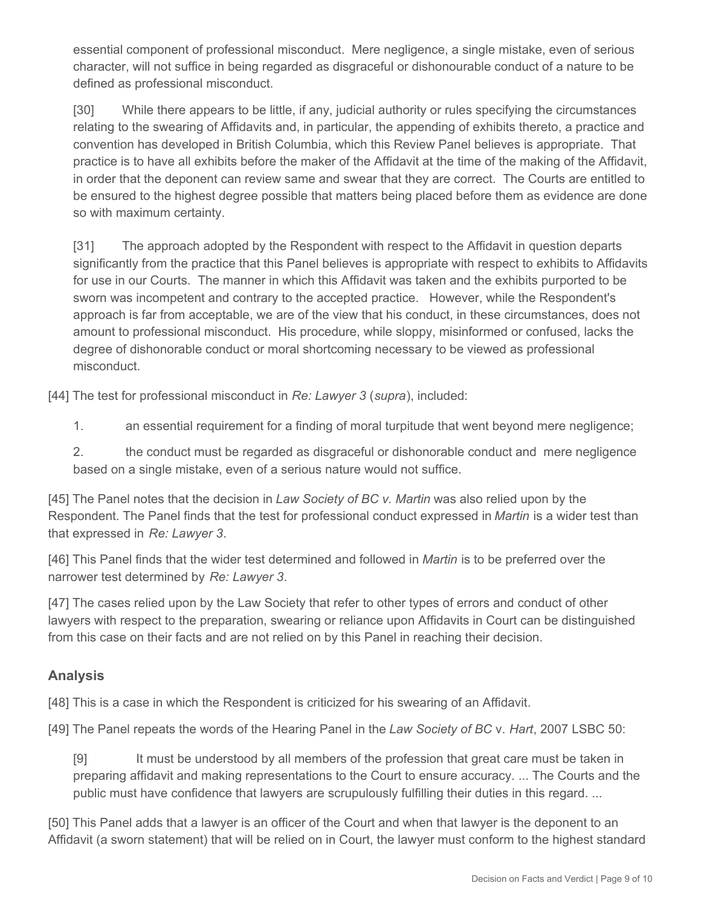> essential component of professional misconduct. Mere negligence, a single mistake, even of serious character, will not suffice in being regarded as disgraceful or dishonourable conduct of a nature to be defined as professional misconduct.
>
> [30] While there appears to be little, if any, judicial authority or rules specifying the circumstances relating to the swearing of Affidavits and, in particular, the appending of exhibits thereto, a practice and convention has developed in British Columbia, which this Review Panel believes is appropriate. That practice is to have all exhibits before the maker of the Affidavit at the time of the making of the Affidavit, in order that the deponent can review same and swear that they are correct. The Courts are entitled to be ensured to the highest degree possible that matters being placed before them as evidence are done so with maximum certainty.
>
> [31] The approach adopted by the Respondent with respect to the Affidavit in question departs significantly from the practice that this Panel believes is appropriate with respect to exhibits to Affidavits for use in our Courts. The manner in which this Affidavit was taken and the exhibits purported to be sworn was incompetent and contrary to the accepted practice. However, while the Respondent's approach is far from acceptable, we are of the view that his conduct, in these circumstances, does not amount to professional misconduct. His procedure, while sloppy, misinformed or confused, lacks the degree of dishonorable conduct or moral shortcoming necessary to be viewed as professional misconduct.

[44] The test for professional misconduct in *Re: Lawyer 3* (*supra*), included:

1. an essential requirement for a finding of moral turpitude that went beyond mere negligence;
2. the conduct must be regarded as disgraceful or dishonorable conduct and mere negligence based on a single mistake, even of a serious nature would not suffice.

[45] The Panel notes that the decision in *Law Society of BC v. Martin* was also relied upon by the Respondent. The Panel finds that the test for professional conduct expressed in *Martin* is a wider test than that expressed in *Re: Lawyer 3*.

[46] This Panel finds that the wider test determined and followed in *Martin* is to be preferred over the narrower test determined by *Re: Lawyer 3*.

[47] The cases relied upon by the Law Society that refer to other types of errors and conduct of other lawyers with respect to the preparation, swearing or reliance upon Affidavits in Court can be distinguished from this case on their facts and are not relied on by this Panel in reaching their decision.

## Analysis

[48] This is a case in which the Respondent is criticized for his swearing of an Affidavit.

[49] The Panel repeats the words of the Hearing Panel in the *Law Society of BC* v. *Hart*, 2007 LSBC 50:

> [9] It must be understood by all members of the profession that great care must be taken in preparing affidavit and making representations to the Court to ensure accuracy. ... The Courts and the public must have confidence that lawyers are scrupulously fulfilling their duties in this regard. ...

[50] This Panel adds that a lawyer is an officer of the Court and when that lawyer is the deponent to an Affidavit (a sworn statement) that will be relied on in Court, the lawyer must conform to the highest standard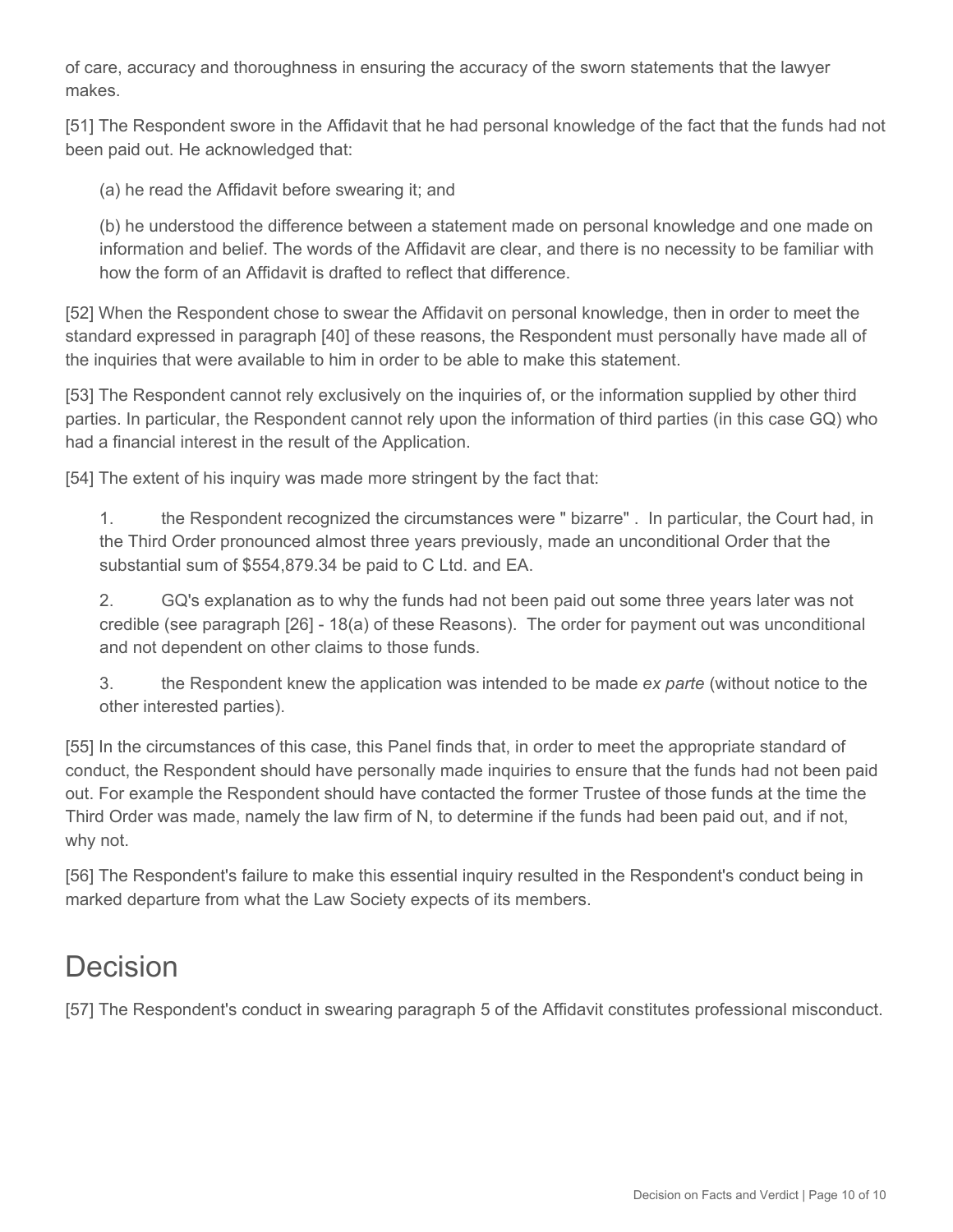of care, accuracy and thoroughness in ensuring the accuracy of the sworn statements that the lawyer makes.

[51] The Respondent swore in the Affidavit that he had personal knowledge of the fact that the funds had not been paid out. He acknowledged that:

(a) he read the Affidavit before swearing it; and

(b) he understood the difference between a statement made on personal knowledge and one made on information and belief. The words of the Affidavit are clear, and there is no necessity to be familiar with how the form of an Affidavit is drafted to reflect that difference.

[52] When the Respondent chose to swear the Affidavit on personal knowledge, then in order to meet the standard expressed in paragraph [40] of these reasons, the Respondent must personally have made all of the inquiries that were available to him in order to be able to make this statement.

[53] The Respondent cannot rely exclusively on the inquiries of, or the information supplied by other third parties. In particular, the Respondent cannot rely upon the information of third parties (in this case GQ) who had a financial interest in the result of the Application.

[54] The extent of his inquiry was made more stringent by the fact that:

1. the Respondent recognized the circumstances were " bizarre" . In particular, the Court had, in the Third Order pronounced almost three years previously, made an unconditional Order that the substantial sum of $554,879.34 be paid to C Ltd. and EA.

2. GQ's explanation as to why the funds had not been paid out some three years later was not credible (see paragraph [26] - 18(a) of these Reasons). The order for payment out was unconditional and not dependent on other claims to those funds.

3. the Respondent knew the application was intended to be made *ex parte* (without notice to the other interested parties).

[55] In the circumstances of this case, this Panel finds that, in order to meet the appropriate standard of conduct, the Respondent should have personally made inquiries to ensure that the funds had not been paid out. For example the Respondent should have contacted the former Trustee of those funds at the time the Third Order was made, namely the law firm of N, to determine if the funds had been paid out, and if not, why not.

[56] The Respondent's failure to make this essential inquiry resulted in the Respondent's conduct being in marked departure from what the Law Society expects of its members.

# Decision

[57] The Respondent's conduct in swearing paragraph 5 of the Affidavit constitutes professional misconduct.